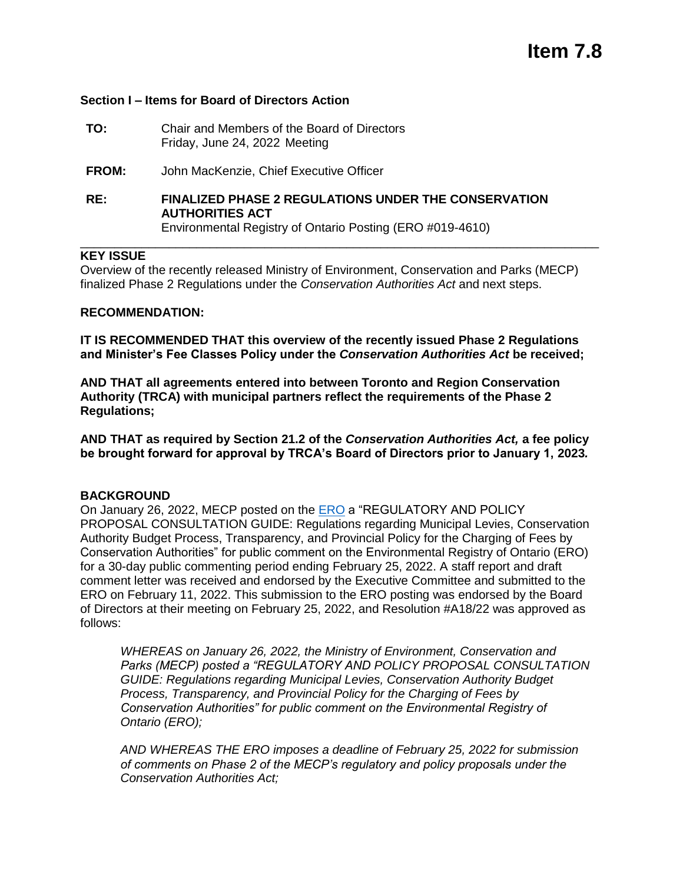# Item 7.8

**Section I – Items for Board of Directors Action**

**TO:** Chair and Members of the Board of Directors
Friday, June 24, 2022 Meeting

**FROM:** John MacKenzie, Chief Executive Officer

**RE:** **FINALIZED PHASE 2 REGULATIONS UNDER THE CONSERVATION AUTHORITIES ACT**
Environmental Registry of Ontario Posting (ERO #019-4610)

---

**KEY ISSUE**

Overview of the recently released Ministry of Environment, Conservation and Parks (MECP) finalized Phase 2 Regulations under the *Conservation Authorities Act* and next steps.

**RECOMMENDATION:**

**IT IS RECOMMENDED THAT this overview of the recently issued Phase 2 Regulations and Minister's Fee Classes Policy under the *Conservation Authorities Act* be received;**

**AND THAT all agreements entered into between Toronto and Region Conservation Authority (TRCA) with municipal partners reflect the requirements of the Phase 2 Regulations;**

**AND THAT as required by Section 21.2 of the *Conservation Authorities Act,* a fee policy be brought forward for approval by TRCA's Board of Directors prior to January 1, 2023.**

**BACKGROUND**

On January 26, 2022, MECP posted on the ERO a "REGULATORY AND POLICY PROPOSAL CONSULTATION GUIDE: Regulations regarding Municipal Levies, Conservation Authority Budget Process, Transparency, and Provincial Policy for the Charging of Fees by Conservation Authorities" for public comment on the Environmental Registry of Ontario (ERO) for a 30-day public commenting period ending February 25, 2022. A staff report and draft comment letter was received and endorsed by the Executive Committee and submitted to the ERO on February 11, 2022. This submission to the ERO posting was endorsed by the Board of Directors at their meeting on February 25, 2022, and Resolution #A18/22 was approved as follows:

> *WHEREAS on January 26, 2022, the Ministry of Environment, Conservation and Parks (MECP) posted a "REGULATORY AND POLICY PROPOSAL CONSULTATION GUIDE: Regulations regarding Municipal Levies, Conservation Authority Budget Process, Transparency, and Provincial Policy for the Charging of Fees by Conservation Authorities" for public comment on the Environmental Registry of Ontario (ERO);*
>
> *AND WHEREAS THE ERO imposes a deadline of February 25, 2022 for submission of comments on Phase 2 of the MECP's regulatory and policy proposals under the Conservation Authorities Act;*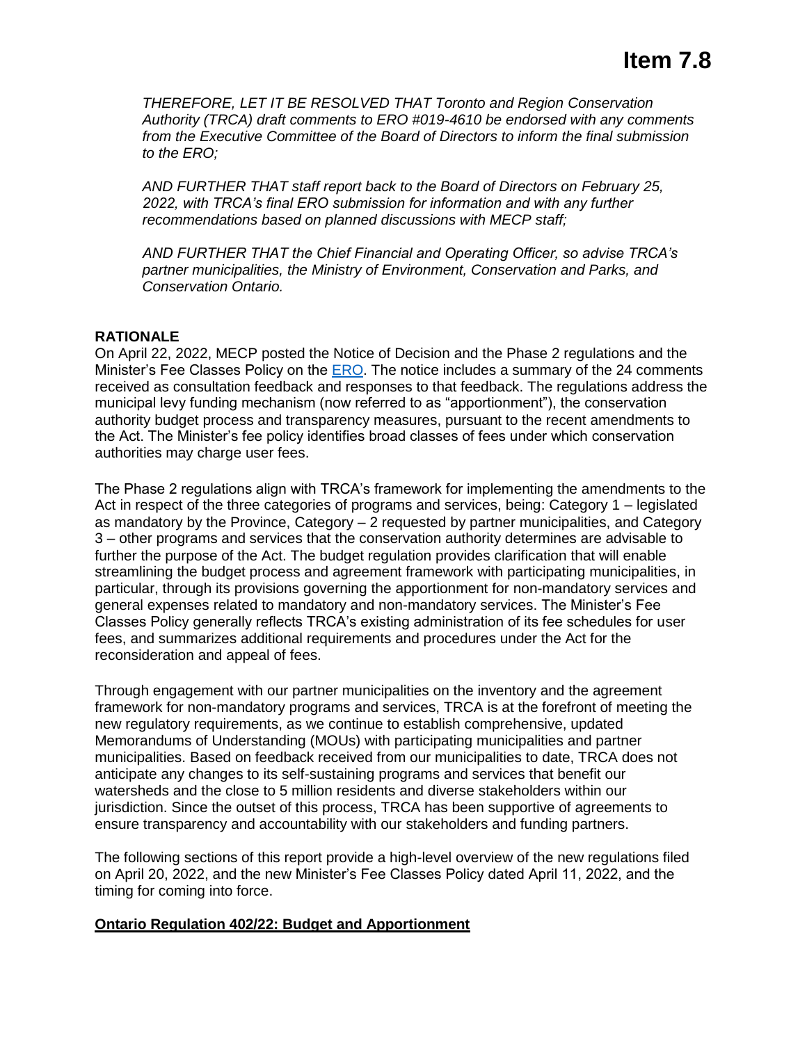*THEREFORE, LET IT BE RESOLVED THAT Toronto and Region Conservation Authority (TRCA) draft comments to ERO #019-4610 be endorsed with any comments from the Executive Committee of the Board of Directors to inform the final submission to the ERO;*

*AND FURTHER THAT staff report back to the Board of Directors on February 25, 2022, with TRCA's final ERO submission for information and with any further recommendations based on planned discussions with MECP staff;*

*AND FURTHER THAT the Chief Financial and Operating Officer, so advise TRCA's partner municipalities, the Ministry of Environment, Conservation and Parks, and Conservation Ontario.*

**RATIONALE**

On April 22, 2022, MECP posted the Notice of Decision and the Phase 2 regulations and the Minister's Fee Classes Policy on the ERO. The notice includes a summary of the 24 comments received as consultation feedback and responses to that feedback. The regulations address the municipal levy funding mechanism (now referred to as "apportionment"), the conservation authority budget process and transparency measures, pursuant to the recent amendments to the Act. The Minister's fee policy identifies broad classes of fees under which conservation authorities may charge user fees.

The Phase 2 regulations align with TRCA's framework for implementing the amendments to the Act in respect of the three categories of programs and services, being: Category 1 – legislated as mandatory by the Province, Category – 2 requested by partner municipalities, and Category 3 – other programs and services that the conservation authority determines are advisable to further the purpose of the Act. The budget regulation provides clarification that will enable streamlining the budget process and agreement framework with participating municipalities, in particular, through its provisions governing the apportionment for non-mandatory services and general expenses related to mandatory and non-mandatory services. The Minister's Fee Classes Policy generally reflects TRCA's existing administration of its fee schedules for user fees, and summarizes additional requirements and procedures under the Act for the reconsideration and appeal of fees.

Through engagement with our partner municipalities on the inventory and the agreement framework for non-mandatory programs and services, TRCA is at the forefront of meeting the new regulatory requirements, as we continue to establish comprehensive, updated Memorandums of Understanding (MOUs) with participating municipalities and partner municipalities. Based on feedback received from our municipalities to date, TRCA does not anticipate any changes to its self-sustaining programs and services that benefit our watersheds and the close to 5 million residents and diverse stakeholders within our jurisdiction. Since the outset of this process, TRCA has been supportive of agreements to ensure transparency and accountability with our stakeholders and funding partners.

The following sections of this report provide a high-level overview of the new regulations filed on April 20, 2022, and the new Minister's Fee Classes Policy dated April 11, 2022, and the timing for coming into force.

**Ontario Regulation 402/22: Budget and Apportionment**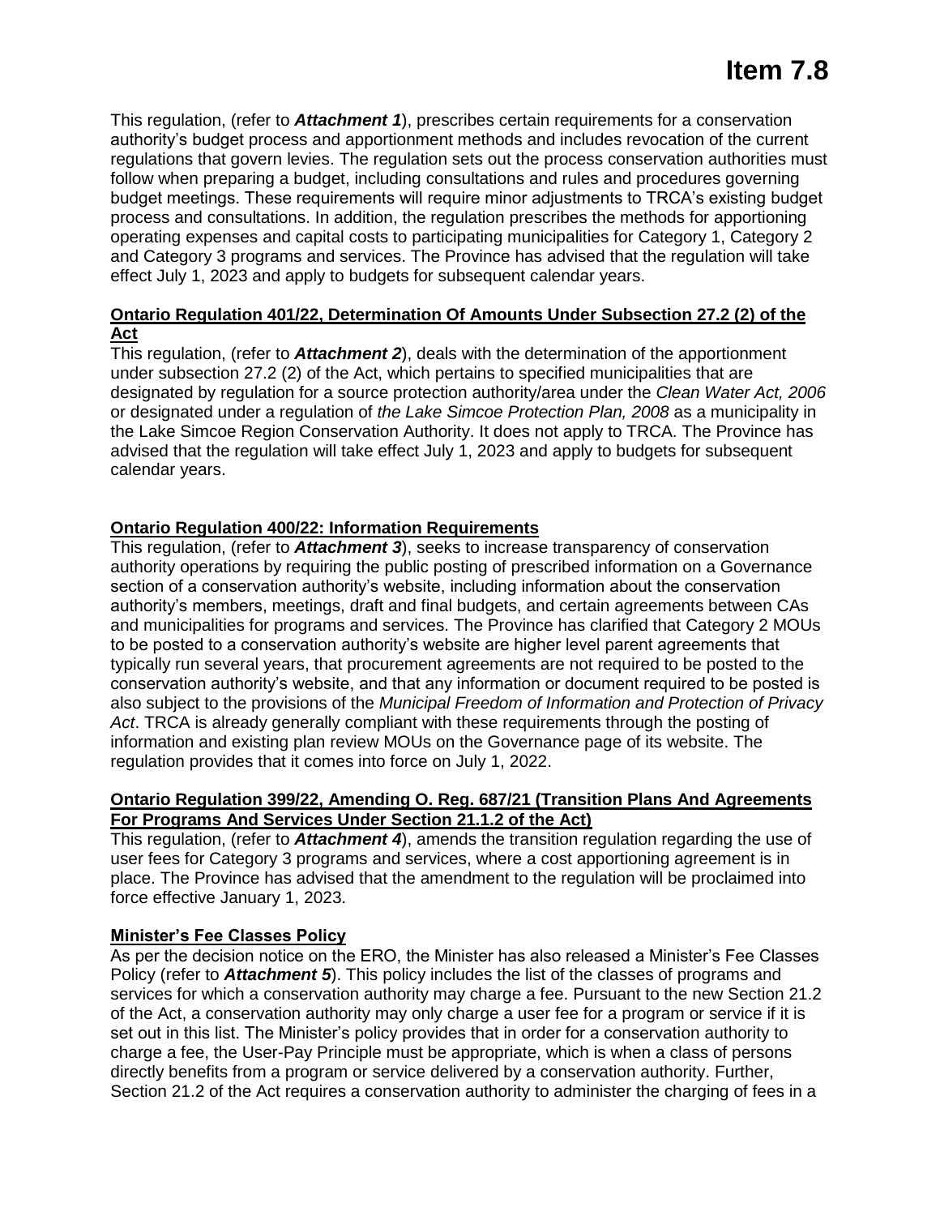This regulation, (refer to ***Attachment 1***), prescribes certain requirements for a conservation authority's budget process and apportionment methods and includes revocation of the current regulations that govern levies. The regulation sets out the process conservation authorities must follow when preparing a budget, including consultations and rules and procedures governing budget meetings. These requirements will require minor adjustments to TRCA's existing budget process and consultations. In addition, the regulation prescribes the methods for apportioning operating expenses and capital costs to participating municipalities for Category 1, Category 2 and Category 3 programs and services. The Province has advised that the regulation will take effect July 1, 2023 and apply to budgets for subsequent calendar years.

**Ontario Regulation 401/22, Determination Of Amounts Under Subsection 27.2 (2) of the Act**

This regulation, (refer to ***Attachment 2***), deals with the determination of the apportionment under subsection 27.2 (2) of the Act, which pertains to specified municipalities that are designated by regulation for a source protection authority/area under the *Clean Water Act, 2006* or designated under a regulation of *the Lake Simcoe Protection Plan, 2008* as a municipality in the Lake Simcoe Region Conservation Authority. It does not apply to TRCA. The Province has advised that the regulation will take effect July 1, 2023 and apply to budgets for subsequent calendar years.

**Ontario Regulation 400/22: Information Requirements**

This regulation, (refer to ***Attachment 3***), seeks to increase transparency of conservation authority operations by requiring the public posting of prescribed information on a Governance section of a conservation authority's website, including information about the conservation authority's members, meetings, draft and final budgets, and certain agreements between CAs and municipalities for programs and services. The Province has clarified that Category 2 MOUs to be posted to a conservation authority's website are higher level parent agreements that typically run several years, that procurement agreements are not required to be posted to the conservation authority's website, and that any information or document required to be posted is also subject to the provisions of the *Municipal Freedom of Information and Protection of Privacy Act*. TRCA is already generally compliant with these requirements through the posting of information and existing plan review MOUs on the Governance page of its website. The regulation provides that it comes into force on July 1, 2022.

**Ontario Regulation 399/22, Amending O. Reg. 687/21 (Transition Plans And Agreements For Programs And Services Under Section 21.1.2 of the Act)**

This regulation, (refer to ***Attachment 4***), amends the transition regulation regarding the use of user fees for Category 3 programs and services, where a cost apportioning agreement is in place. The Province has advised that the amendment to the regulation will be proclaimed into force effective January 1, 2023.

**Minister's Fee Classes Policy**

As per the decision notice on the ERO, the Minister has also released a Minister's Fee Classes Policy (refer to ***Attachment 5***). This policy includes the list of the classes of programs and services for which a conservation authority may charge a fee. Pursuant to the new Section 21.2 of the Act, a conservation authority may only charge a user fee for a program or service if it is set out in this list. The Minister's policy provides that in order for a conservation authority to charge a fee, the User-Pay Principle must be appropriate, which is when a class of persons directly benefits from a program or service delivered by a conservation authority. Further, Section 21.2 of the Act requires a conservation authority to administer the charging of fees in a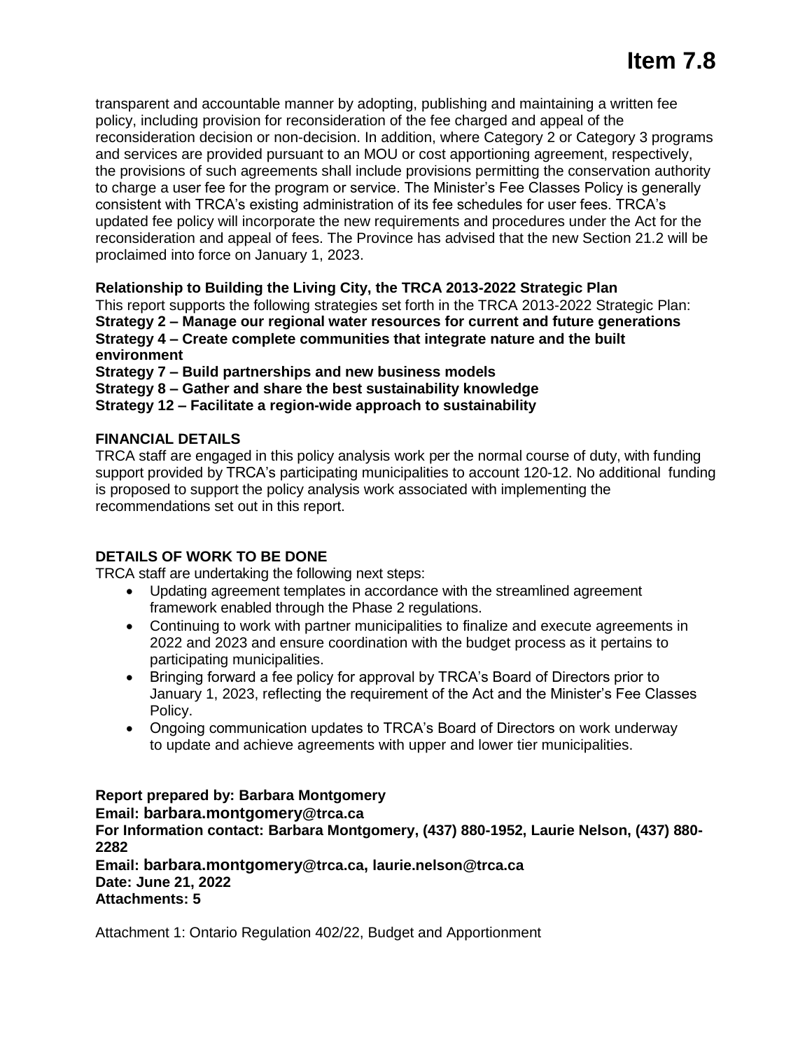transparent and accountable manner by adopting, publishing and maintaining a written fee policy, including provision for reconsideration of the fee charged and appeal of the reconsideration decision or non-decision. In addition, where Category 2 or Category 3 programs and services are provided pursuant to an MOU or cost apportioning agreement, respectively, the provisions of such agreements shall include provisions permitting the conservation authority to charge a user fee for the program or service. The Minister's Fee Classes Policy is generally consistent with TRCA's existing administration of its fee schedules for user fees. TRCA's updated fee policy will incorporate the new requirements and procedures under the Act for the reconsideration and appeal of fees. The Province has advised that the new Section 21.2 will be proclaimed into force on January 1, 2023.

**Relationship to Building the Living City, the TRCA 2013-2022 Strategic Plan**

This report supports the following strategies set forth in the TRCA 2013-2022 Strategic Plan:

**Strategy 2 – Manage our regional water resources for current and future generations**
**Strategy 4 – Create complete communities that integrate nature and the built environment**
**Strategy 7 – Build partnerships and new business models**
**Strategy 8 – Gather and share the best sustainability knowledge**
**Strategy 12 – Facilitate a region-wide approach to sustainability**

**FINANCIAL DETAILS**

TRCA staff are engaged in this policy analysis work per the normal course of duty, with funding support provided by TRCA's participating municipalities to account 120-12. No additional funding is proposed to support the policy analysis work associated with implementing the recommendations set out in this report.

**DETAILS OF WORK TO BE DONE**

TRCA staff are undertaking the following next steps:

- Updating agreement templates in accordance with the streamlined agreement framework enabled through the Phase 2 regulations.
- Continuing to work with partner municipalities to finalize and execute agreements in 2022 and 2023 and ensure coordination with the budget process as it pertains to participating municipalities.
- Bringing forward a fee policy for approval by TRCA's Board of Directors prior to January 1, 2023, reflecting the requirement of the Act and the Minister's Fee Classes Policy.
- Ongoing communication updates to TRCA's Board of Directors on work underway to update and achieve agreements with upper and lower tier municipalities.

**Report prepared by: Barbara Montgomery**
**Email: barbara.montgomery@trca.ca**
**For Information contact: Barbara Montgomery, (437) 880-1952, Laurie Nelson, (437) 880-2282**
**Email: barbara.montgomery@trca.ca, laurie.nelson@trca.ca**
**Date: June 21, 2022**
**Attachments: 5**

Attachment 1: Ontario Regulation 402/22, Budget and Apportionment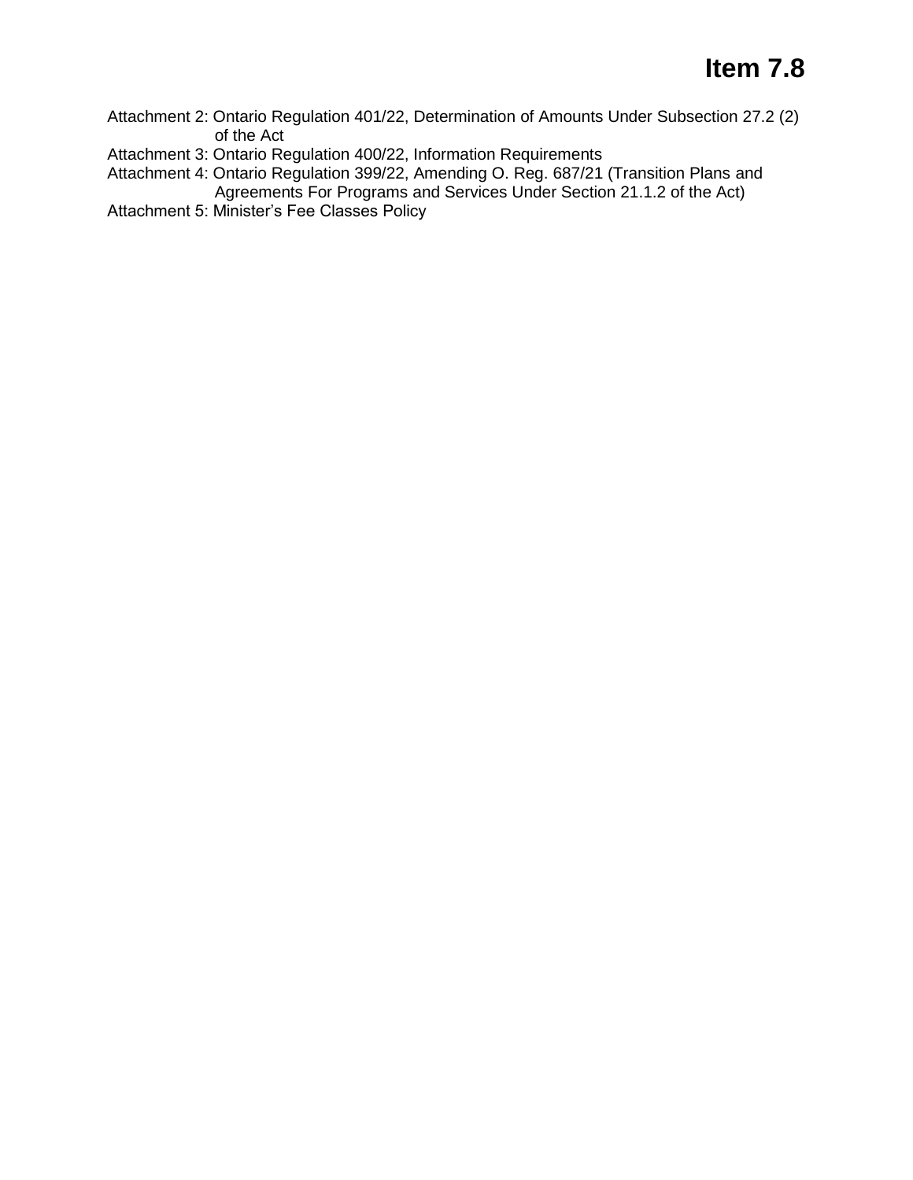Attachment 2: Ontario Regulation 401/22, Determination of Amounts Under Subsection 27.2 (2) of the Act

Attachment 3: Ontario Regulation 400/22, Information Requirements

Attachment 4: Ontario Regulation 399/22, Amending O. Reg. 687/21 (Transition Plans and Agreements For Programs and Services Under Section 21.1.2 of the Act)

Attachment 5: Minister's Fee Classes Policy